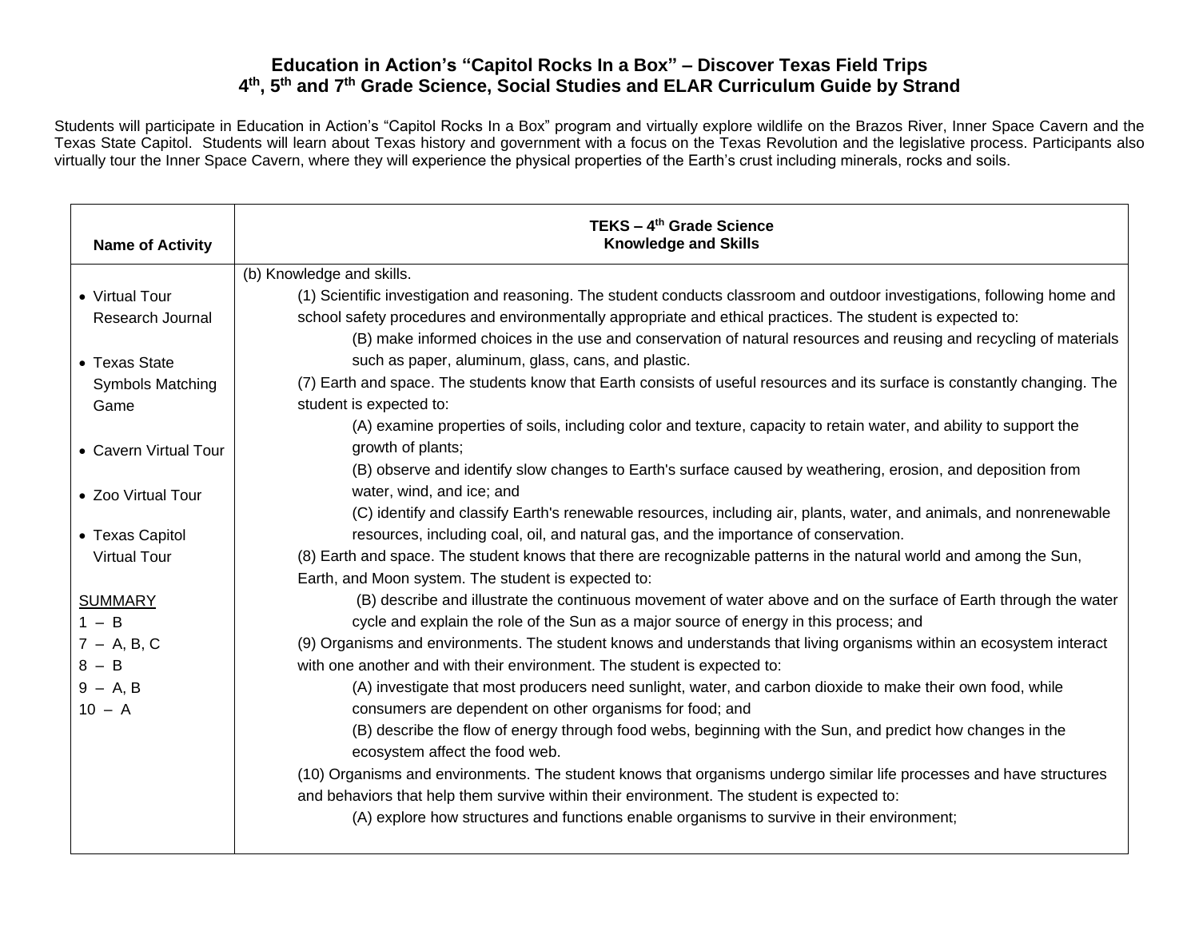# Education in Action's "Capitol Rocks In a Box" – Discover Texas Field Trips
## 4th, 5th and 7th Grade Science, Social Studies and ELAR Curriculum Guide by Strand

Students will participate in Education in Action's "Capitol Rocks In a Box" program and virtually explore wildlife on the Brazos River, Inner Space Cavern and the Texas State Capitol. Students will learn about Texas history and government with a focus on the Texas Revolution and the legislative process. Participants also virtually tour the Inner Space Cavern, where they will experience the physical properties of the Earth's crust including minerals, rocks and soils.

| Name of Activity | TEKS – 4th Grade Science Knowledge and Skills |
|---|---|
| • Virtual Tour Research Journal<br><br>• Texas State Symbols Matching Game<br><br>• Cavern Virtual Tour<br><br>• Zoo Virtual Tour<br><br>• Texas Capitol Virtual Tour<br><br>SUMMARY<br>1 – B<br>7 – A, B, C<br>8 – B<br>9 – A, B<br>10 – A | (b) Knowledge and skills.<br>(1) Scientific investigation and reasoning. The student conducts classroom and outdoor investigations, following home and school safety procedures and environmentally appropriate and ethical practices. The student is expected to:<br>(B) make informed choices in the use and conservation of natural resources and reusing and recycling of materials such as paper, aluminum, glass, cans, and plastic.<br>(7) Earth and space. The students know that Earth consists of useful resources and its surface is constantly changing. The student is expected to:<br>(A) examine properties of soils, including color and texture, capacity to retain water, and ability to support the growth of plants;<br>(B) observe and identify slow changes to Earth's surface caused by weathering, erosion, and deposition from water, wind, and ice; and<br>(C) identify and classify Earth's renewable resources, including air, plants, water, and animals, and nonrenewable resources, including coal, oil, and natural gas, and the importance of conservation.<br>(8) Earth and space. The student knows that there are recognizable patterns in the natural world and among the Sun, Earth, and Moon system. The student is expected to:<br>(B) describe and illustrate the continuous movement of water above and on the surface of Earth through the water cycle and explain the role of the Sun as a major source of energy in this process; and<br>(9) Organisms and environments. The student knows and understands that living organisms within an ecosystem interact with one another and with their environment. The student is expected to:<br>(A) investigate that most producers need sunlight, water, and carbon dioxide to make their own food, while consumers are dependent on other organisms for food; and<br>(B) describe the flow of energy through food webs, beginning with the Sun, and predict how changes in the ecosystem affect the food web.<br>(10) Organisms and environments. The student knows that organisms undergo similar life processes and have structures and behaviors that help them survive within their environment. The student is expected to:<br>(A) explore how structures and functions enable organisms to survive in their environment; |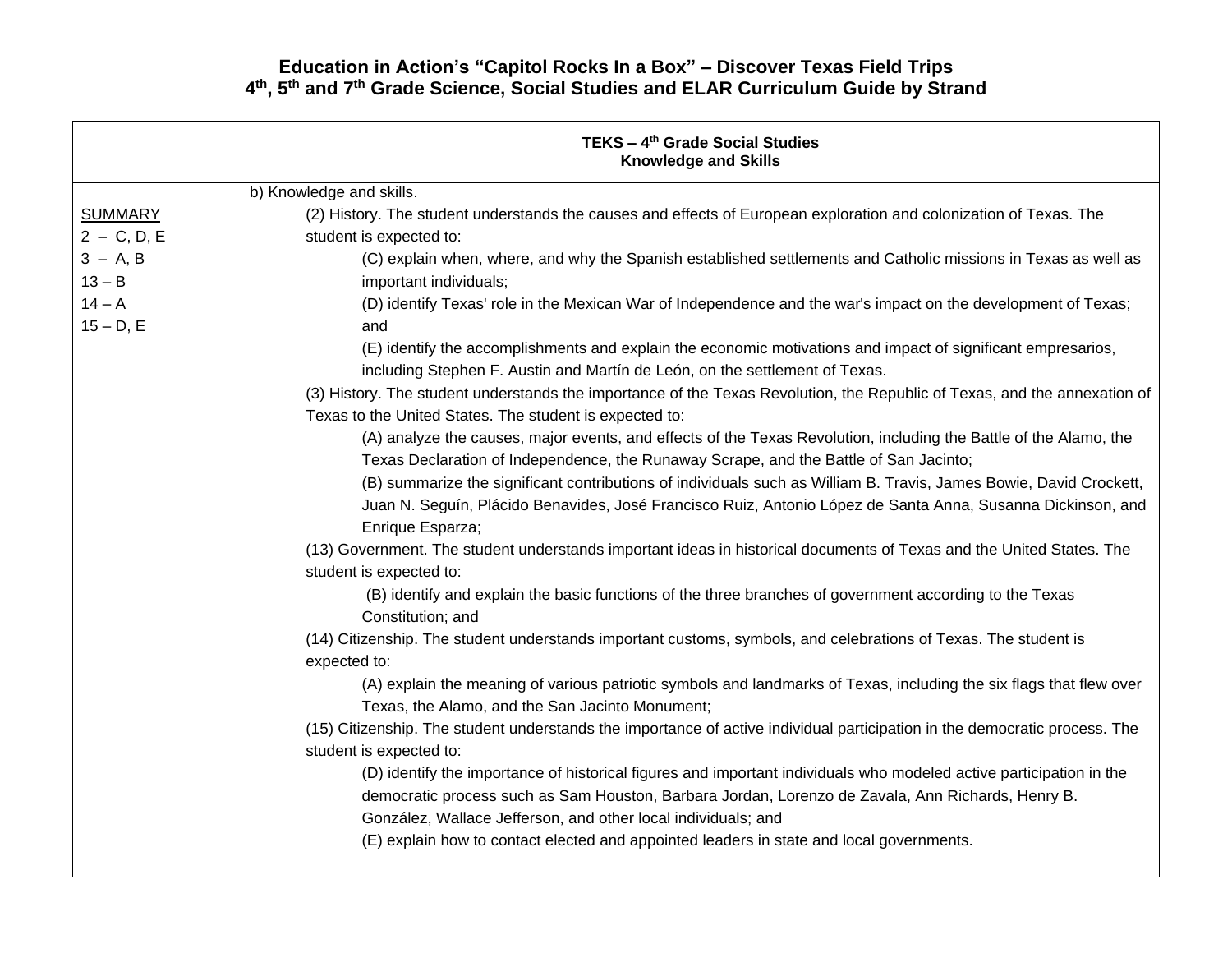# Education in Action's "Capitol Rocks In a Box" – Discover Texas Field Trips
## 4th, 5th and 7th Grade Science, Social Studies and ELAR Curriculum Guide by Strand

| | TEKS – 4th Grade Social Studies<br>Knowledge and Skills |
|---|---|
| <u>SUMMARY</u><br>2 – C, D, E<br>3 – A, B<br>13 – B<br>14 – A<br>15 – D, E | b) Knowledge and skills.<br>(2) History. The student understands the causes and effects of European exploration and colonization of Texas. The student is expected to:<br>(C) explain when, where, and why the Spanish established settlements and Catholic missions in Texas as well as important individuals;<br>(D) identify Texas' role in the Mexican War of Independence and the war's impact on the development of Texas; and<br>(E) identify the accomplishments and explain the economic motivations and impact of significant empresarios, including Stephen F. Austin and Martín de León, on the settlement of Texas.<br>(3) History. The student understands the importance of the Texas Revolution, the Republic of Texas, and the annexation of Texas to the United States. The student is expected to:<br>(A) analyze the causes, major events, and effects of the Texas Revolution, including the Battle of the Alamo, the Texas Declaration of Independence, the Runaway Scrape, and the Battle of San Jacinto;<br>(B) summarize the significant contributions of individuals such as William B. Travis, James Bowie, David Crockett, Juan N. Seguín, Plácido Benavides, José Francisco Ruiz, Antonio López de Santa Anna, Susanna Dickinson, and Enrique Esparza;<br>(13) Government. The student understands important ideas in historical documents of Texas and the United States. The student is expected to:<br>(B) identify and explain the basic functions of the three branches of government according to the Texas Constitution; and<br>(14) Citizenship. The student understands important customs, symbols, and celebrations of Texas. The student is expected to:<br>(A) explain the meaning of various patriotic symbols and landmarks of Texas, including the six flags that flew over Texas, the Alamo, and the San Jacinto Monument;<br>(15) Citizenship. The student understands the importance of active individual participation in the democratic process. The student is expected to:<br>(D) identify the importance of historical figures and important individuals who modeled active participation in the democratic process such as Sam Houston, Barbara Jordan, Lorenzo de Zavala, Ann Richards, Henry B. González, Wallace Jefferson, and other local individuals; and<br>(E) explain how to contact elected and appointed leaders in state and local governments. |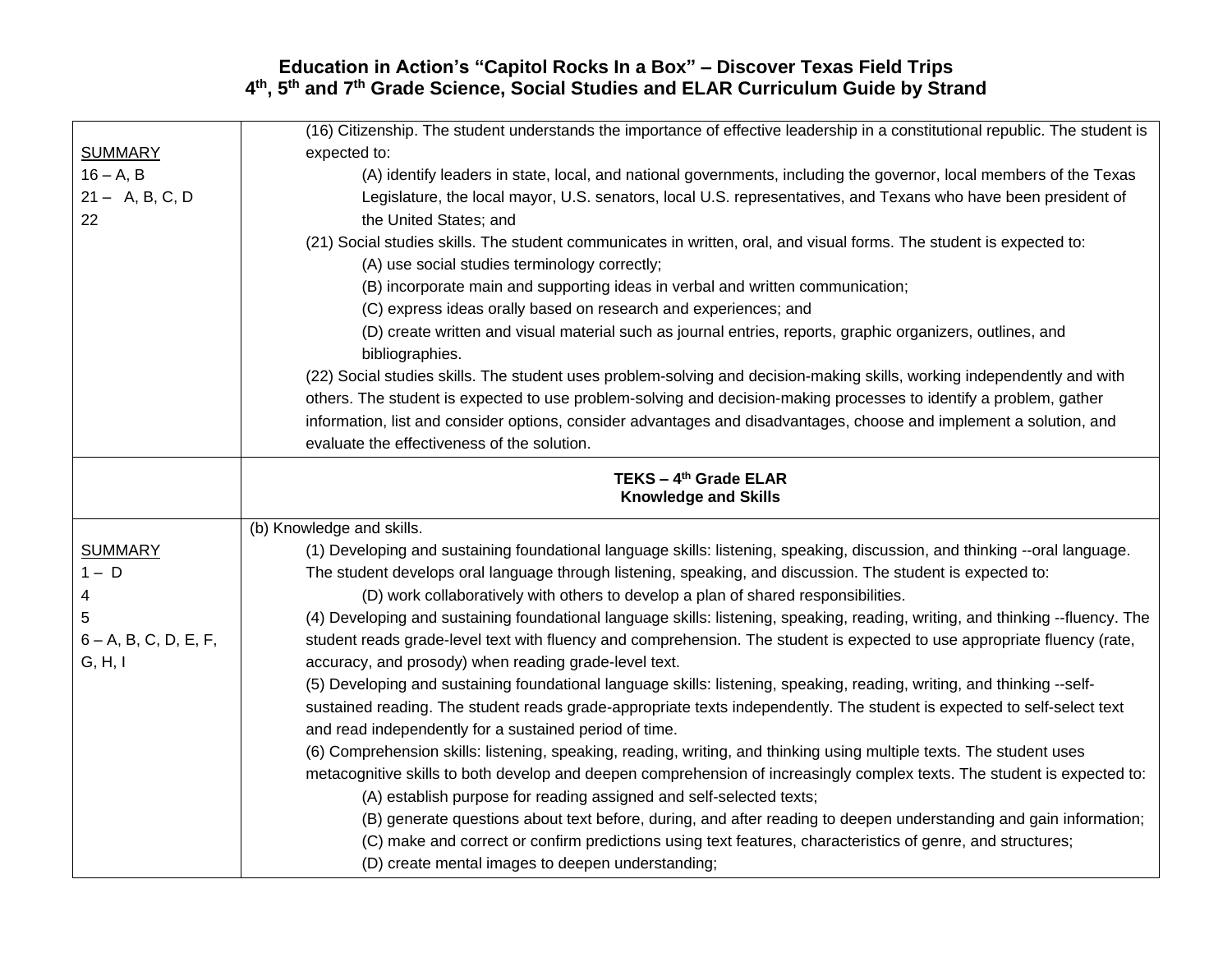# Education in Action's "Capitol Rocks In a Box" – Discover Texas Field Trips
## 4th, 5th and 7th Grade Science, Social Studies and ELAR Curriculum Guide by Strand

| | |
|---|---|
| <u>SUMMARY</u><br>16 – A, B<br>21 – A, B, C, D<br>22 | (16) Citizenship. The student understands the importance of effective leadership in a constitutional republic. The student is expected to:<br>(A) identify leaders in state, local, and national governments, including the governor, local members of the Texas Legislature, the local mayor, U.S. senators, local U.S. representatives, and Texans who have been president of the United States; and<br>(21) Social studies skills. The student communicates in written, oral, and visual forms. The student is expected to:<br>(A) use social studies terminology correctly;<br>(B) incorporate main and supporting ideas in verbal and written communication;<br>(C) express ideas orally based on research and experiences; and<br>(D) create written and visual material such as journal entries, reports, graphic organizers, outlines, and bibliographies.<br>(22) Social studies skills. The student uses problem-solving and decision-making skills, working independently and with others. The student is expected to use problem-solving and decision-making processes to identify a problem, gather information, list and consider options, consider advantages and disadvantages, choose and implement a solution, and evaluate the effectiveness of the solution. |
| | **TEKS – 4th Grade ELAR**<br>**Knowledge and Skills** |
| <u>SUMMARY</u><br>1 – D<br>4<br>5<br>6 – A, B, C, D, E, F, G, H, I | (b) Knowledge and skills.<br>(1) Developing and sustaining foundational language skills: listening, speaking, discussion, and thinking --oral language. The student develops oral language through listening, speaking, and discussion. The student is expected to:<br>(D) work collaboratively with others to develop a plan of shared responsibilities.<br>(4) Developing and sustaining foundational language skills: listening, speaking, reading, writing, and thinking --fluency. The student reads grade-level text with fluency and comprehension. The student is expected to use appropriate fluency (rate, accuracy, and prosody) when reading grade-level text.<br>(5) Developing and sustaining foundational language skills: listening, speaking, reading, writing, and thinking --self-sustained reading. The student reads grade-appropriate texts independently. The student is expected to self-select text and read independently for a sustained period of time.<br>(6) Comprehension skills: listening, speaking, reading, writing, and thinking using multiple texts. The student uses metacognitive skills to both develop and deepen comprehension of increasingly complex texts. The student is expected to:<br>(A) establish purpose for reading assigned and self-selected texts;<br>(B) generate questions about text before, during, and after reading to deepen understanding and gain information;<br>(C) make and correct or confirm predictions using text features, characteristics of genre, and structures;<br>(D) create mental images to deepen understanding; |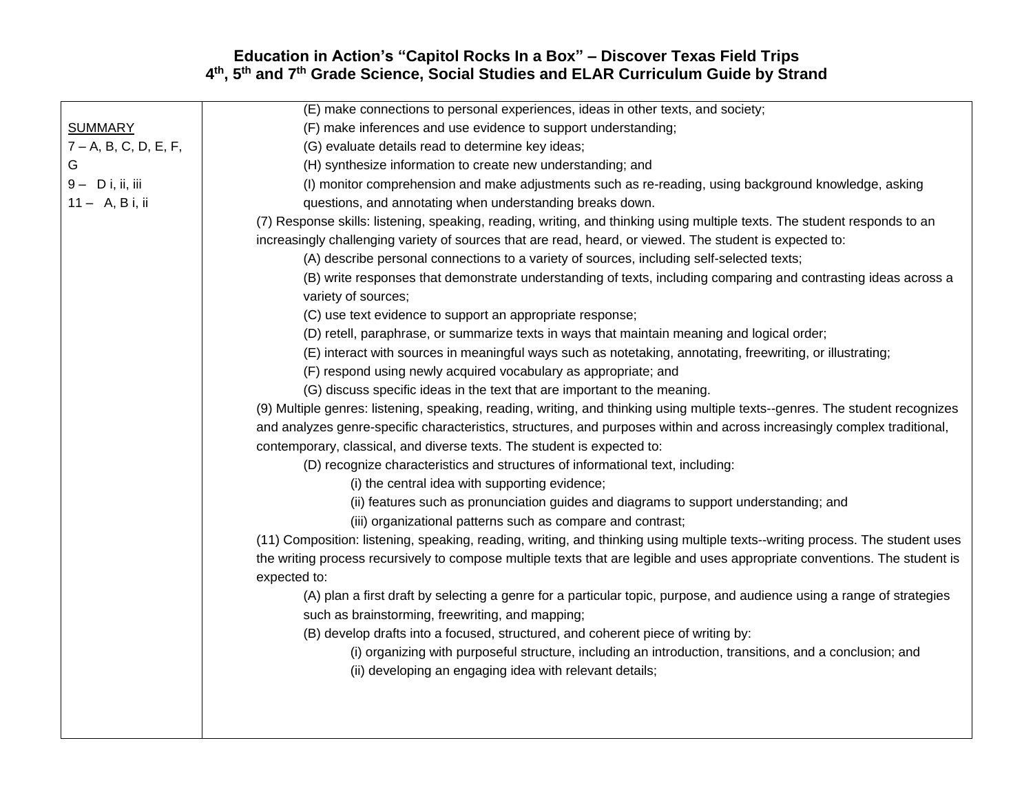**Education in Action's "Capitol Rocks In a Box" – Discover Texas Field Trips**
**4th, 5th and 7th Grade Science, Social Studies and ELAR Curriculum Guide by Strand**

| | |
|---|---|
| <u>SUMMARY</u><br>7 – A, B, C, D, E, F, G<br>9 – D i, ii, iii<br>11 – A, B i, ii | (E) make connections to personal experiences, ideas in other texts, and society;<br>(F) make inferences and use evidence to support understanding;<br>(G) evaluate details read to determine key ideas;<br>(H) synthesize information to create new understanding; and<br>(I) monitor comprehension and make adjustments such as re-reading, using background knowledge, asking questions, and annotating when understanding breaks down.<br>(7) Response skills: listening, speaking, reading, writing, and thinking using multiple texts. The student responds to an increasingly challenging variety of sources that are read, heard, or viewed. The student is expected to:<br>(A) describe personal connections to a variety of sources, including self-selected texts;<br>(B) write responses that demonstrate understanding of texts, including comparing and contrasting ideas across a variety of sources;<br>(C) use text evidence to support an appropriate response;<br>(D) retell, paraphrase, or summarize texts in ways that maintain meaning and logical order;<br>(E) interact with sources in meaningful ways such as notetaking, annotating, freewriting, or illustrating;<br>(F) respond using newly acquired vocabulary as appropriate; and<br>(G) discuss specific ideas in the text that are important to the meaning.<br>(9) Multiple genres: listening, speaking, reading, writing, and thinking using multiple texts--genres. The student recognizes and analyzes genre-specific characteristics, structures, and purposes within and across increasingly complex traditional, contemporary, classical, and diverse texts. The student is expected to:<br>(D) recognize characteristics and structures of informational text, including:<br>(i) the central idea with supporting evidence;<br>(ii) features such as pronunciation guides and diagrams to support understanding; and<br>(iii) organizational patterns such as compare and contrast;<br>(11) Composition: listening, speaking, reading, writing, and thinking using multiple texts--writing process. The student uses the writing process recursively to compose multiple texts that are legible and uses appropriate conventions. The student is expected to:<br>(A) plan a first draft by selecting a genre for a particular topic, purpose, and audience using a range of strategies such as brainstorming, freewriting, and mapping;<br>(B) develop drafts into a focused, structured, and coherent piece of writing by:<br>(i) organizing with purposeful structure, including an introduction, transitions, and a conclusion; and<br>(ii) developing an engaging idea with relevant details; |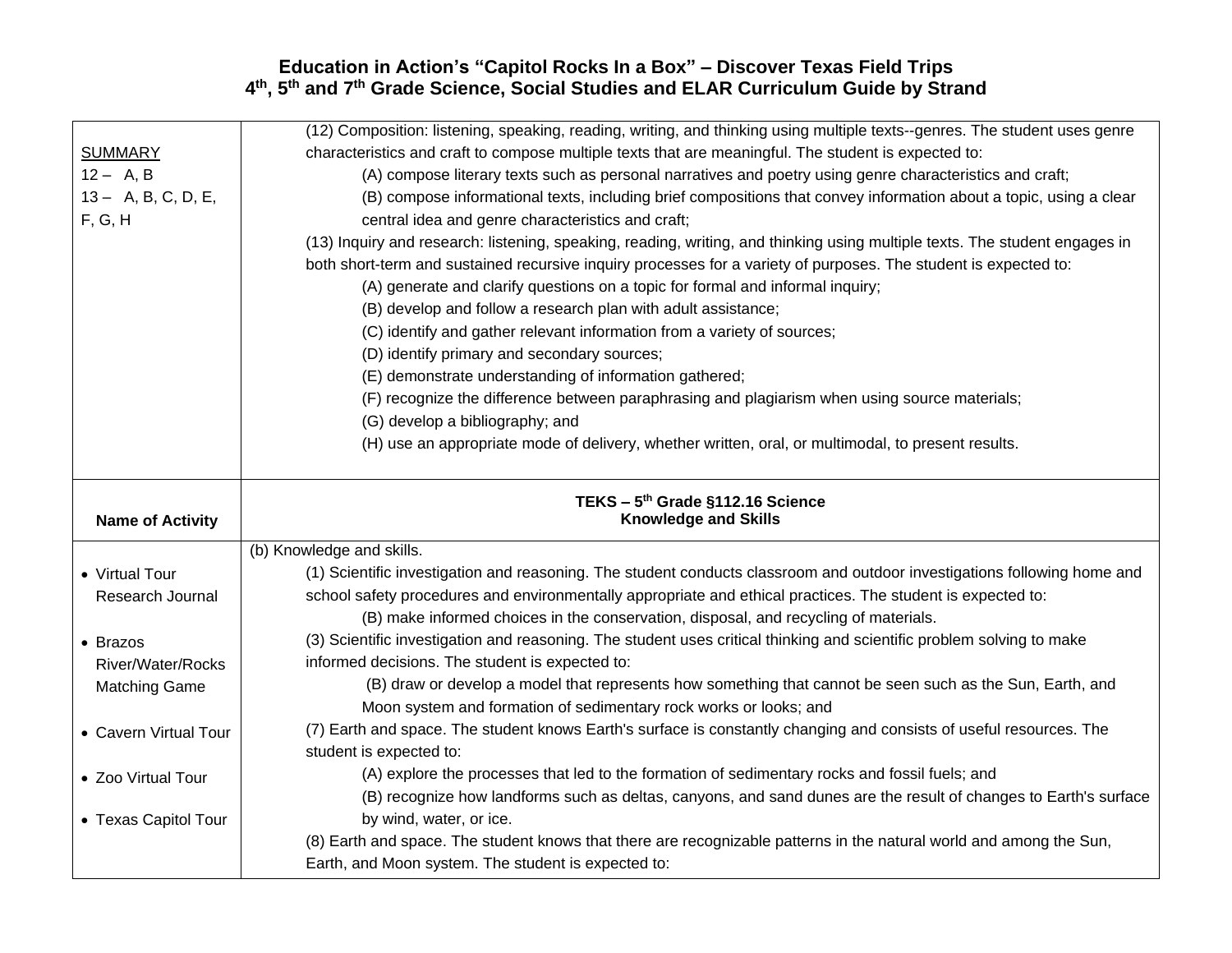# Education in Action's "Capitol Rocks In a Box" – Discover Texas Field Trips
## 4th, 5th and 7th Grade Science, Social Studies and ELAR Curriculum Guide by Strand

| | |
|---|---|
| <u>SUMMARY</u><br>12 – A, B<br>13 – A, B, C, D, E, F, G, H | (12) Composition: listening, speaking, reading, writing, and thinking using multiple texts--genres. The student uses genre characteristics and craft to compose multiple texts that are meaningful. The student is expected to:<br>(A) compose literary texts such as personal narratives and poetry using genre characteristics and craft;<br>(B) compose informational texts, including brief compositions that convey information about a topic, using a clear central idea and genre characteristics and craft;<br>(13) Inquiry and research: listening, speaking, reading, writing, and thinking using multiple texts. The student engages in both short-term and sustained recursive inquiry processes for a variety of purposes. The student is expected to:<br>(A) generate and clarify questions on a topic for formal and informal inquiry;<br>(B) develop and follow a research plan with adult assistance;<br>(C) identify and gather relevant information from a variety of sources;<br>(D) identify primary and secondary sources;<br>(E) demonstrate understanding of information gathered;<br>(F) recognize the difference between paraphrasing and plagiarism when using source materials;<br>(G) develop a bibliography; and<br>(H) use an appropriate mode of delivery, whether written, oral, or multimodal, to present results. |
| **Name of Activity** | **TEKS – 5th Grade §112.16 Science**<br>**Knowledge and Skills** |
| • Virtual Tour Research Journal<br>• Brazos River/Water/Rocks Matching Game<br>• Cavern Virtual Tour<br>• Zoo Virtual Tour<br>• Texas Capitol Tour | (b) Knowledge and skills.<br>(1) Scientific investigation and reasoning. The student conducts classroom and outdoor investigations following home and school safety procedures and environmentally appropriate and ethical practices. The student is expected to:<br>(B) make informed choices in the conservation, disposal, and recycling of materials.<br>(3) Scientific investigation and reasoning. The student uses critical thinking and scientific problem solving to make informed decisions. The student is expected to:<br>(B) draw or develop a model that represents how something that cannot be seen such as the Sun, Earth, and Moon system and formation of sedimentary rock works or looks; and<br>(7) Earth and space. The student knows Earth's surface is constantly changing and consists of useful resources. The student is expected to:<br>(A) explore the processes that led to the formation of sedimentary rocks and fossil fuels; and<br>(B) recognize how landforms such as deltas, canyons, and sand dunes are the result of changes to Earth's surface by wind, water, or ice.<br>(8) Earth and space. The student knows that there are recognizable patterns in the natural world and among the Sun, Earth, and Moon system. The student is expected to: |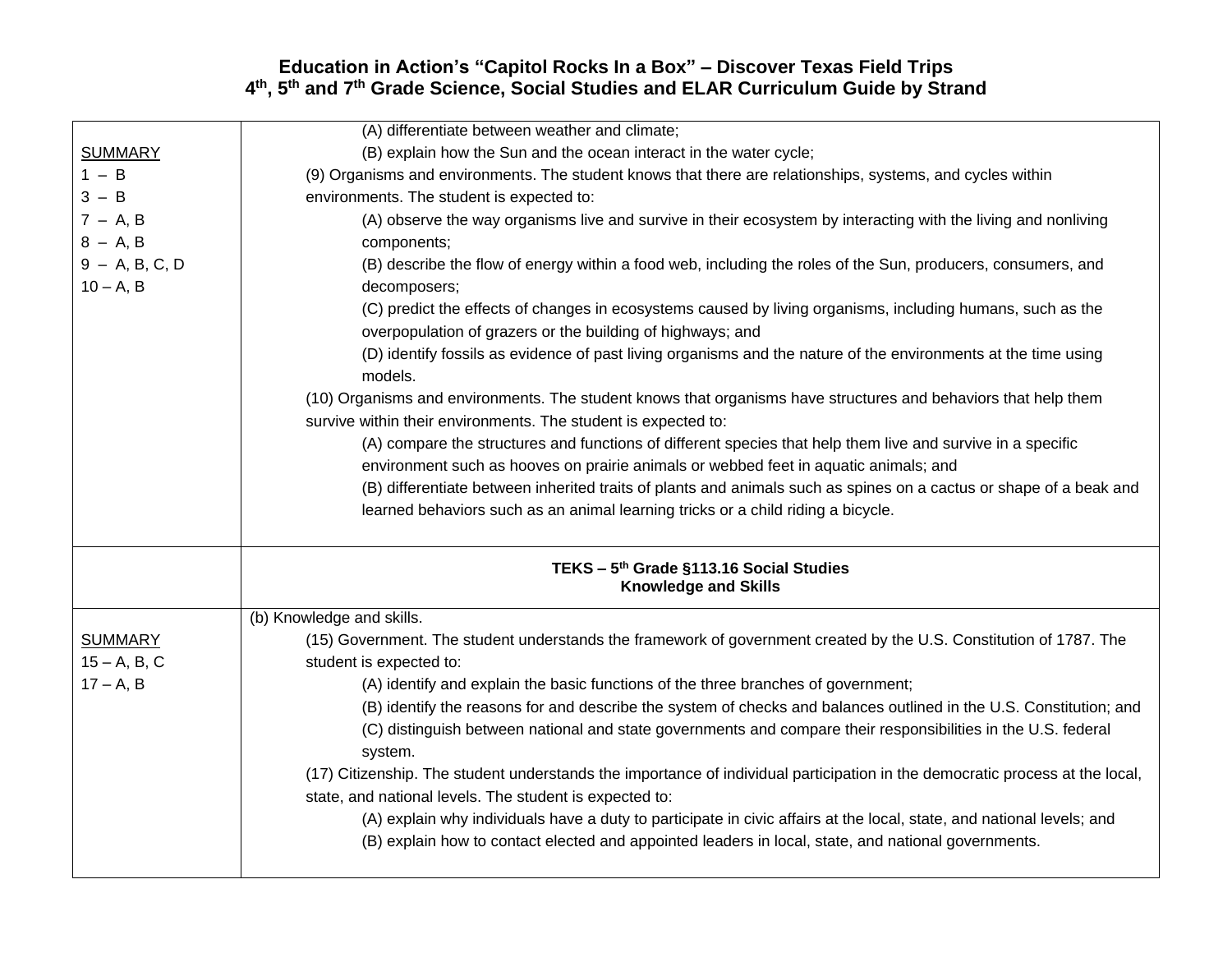# Education in Action's "Capitol Rocks In a Box" – Discover Texas Field Trips
## 4th, 5th and 7th Grade Science, Social Studies and ELAR Curriculum Guide by Strand

| | |
|---|---|
| SUMMARY<br>1 – B<br>3 – B<br>7 – A, B<br>8 – A, B<br>9 – A, B, C, D<br>10 – A, B | (A) differentiate between weather and climate;<br>(B) explain how the Sun and the ocean interact in the water cycle;<br>(9) Organisms and environments. The student knows that there are relationships, systems, and cycles within environments. The student is expected to:<br>(A) observe the way organisms live and survive in their ecosystem by interacting with the living and nonliving components;<br>(B) describe the flow of energy within a food web, including the roles of the Sun, producers, consumers, and decomposers;<br>(C) predict the effects of changes in ecosystems caused by living organisms, including humans, such as the overpopulation of grazers or the building of highways; and<br>(D) identify fossils as evidence of past living organisms and the nature of the environments at the time using models.<br>(10) Organisms and environments. The student knows that organisms have structures and behaviors that help them survive within their environments. The student is expected to:<br>(A) compare the structures and functions of different species that help them live and survive in a specific environment such as hooves on prairie animals or webbed feet in aquatic animals; and<br>(B) differentiate between inherited traits of plants and animals such as spines on a cactus or shape of a beak and learned behaviors such as an animal learning tricks or a child riding a bicycle. |
| | **TEKS – 5th Grade §113.16 Social Studies**<br>**Knowledge and Skills** |
| SUMMARY<br>15 – A, B, C<br>17 – A, B | (b) Knowledge and skills.<br>(15) Government. The student understands the framework of government created by the U.S. Constitution of 1787. The student is expected to:<br>(A) identify and explain the basic functions of the three branches of government;<br>(B) identify the reasons for and describe the system of checks and balances outlined in the U.S. Constitution; and<br>(C) distinguish between national and state governments and compare their responsibilities in the U.S. federal system.<br>(17) Citizenship. The student understands the importance of individual participation in the democratic process at the local, state, and national levels. The student is expected to:<br>(A) explain why individuals have a duty to participate in civic affairs at the local, state, and national levels; and<br>(B) explain how to contact elected and appointed leaders in local, state, and national governments. |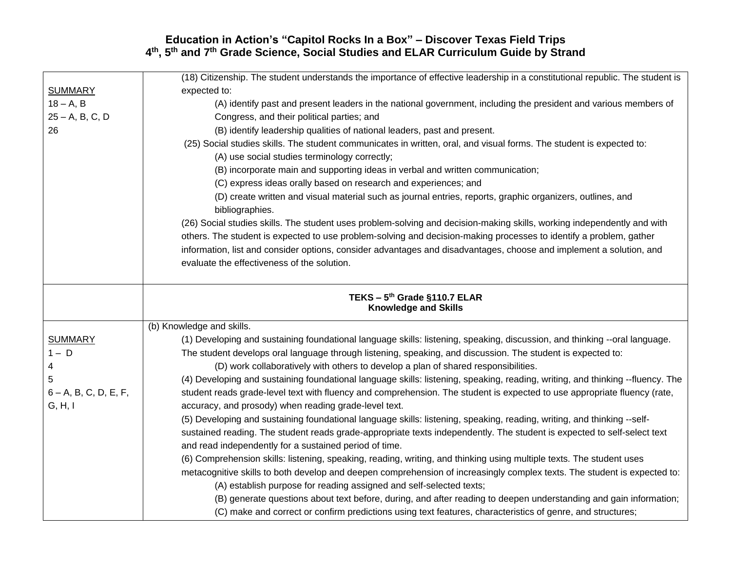# Education in Action's "Capitol Rocks In a Box" – Discover Texas Field Trips
## 4th, 5th and 7th Grade Science, Social Studies and ELAR Curriculum Guide by Strand

| | |
|---|---|
| <u>SUMMARY</u><br>18 – A, B<br>25 – A, B, C, D<br>26 | (18) Citizenship. The student understands the importance of effective leadership in a constitutional republic. The student is expected to:<br>(A) identify past and present leaders in the national government, including the president and various members of Congress, and their political parties; and<br>(B) identify leadership qualities of national leaders, past and present.<br>(25) Social studies skills. The student communicates in written, oral, and visual forms. The student is expected to:<br>(A) use social studies terminology correctly;<br>(B) incorporate main and supporting ideas in verbal and written communication;<br>(C) express ideas orally based on research and experiences; and<br>(D) create written and visual material such as journal entries, reports, graphic organizers, outlines, and bibliographies.<br>(26) Social studies skills. The student uses problem-solving and decision-making skills, working independently and with others. The student is expected to use problem-solving and decision-making processes to identify a problem, gather information, list and consider options, consider advantages and disadvantages, choose and implement a solution, and evaluate the effectiveness of the solution. |
| | **TEKS – 5th Grade §110.7 ELAR**<br>**Knowledge and Skills** |
| <u>SUMMARY</u><br>1 – D<br>4<br>5<br>6 – A, B, C, D, E, F, G, H, I | (b) Knowledge and skills.<br>(1) Developing and sustaining foundational language skills: listening, speaking, discussion, and thinking --oral language. The student develops oral language through listening, speaking, and discussion. The student is expected to:<br>(D) work collaboratively with others to develop a plan of shared responsibilities.<br>(4) Developing and sustaining foundational language skills: listening, speaking, reading, writing, and thinking --fluency. The student reads grade-level text with fluency and comprehension. The student is expected to use appropriate fluency (rate, accuracy, and prosody) when reading grade-level text.<br>(5) Developing and sustaining foundational language skills: listening, speaking, reading, writing, and thinking --self-sustained reading. The student reads grade-appropriate texts independently. The student is expected to self-select text and read independently for a sustained period of time.<br>(6) Comprehension skills: listening, speaking, reading, writing, and thinking using multiple texts. The student uses metacognitive skills to both develop and deepen comprehension of increasingly complex texts. The student is expected to:<br>(A) establish purpose for reading assigned and self-selected texts;<br>(B) generate questions about text before, during, and after reading to deepen understanding and gain information;<br>(C) make and correct or confirm predictions using text features, characteristics of genre, and structures; |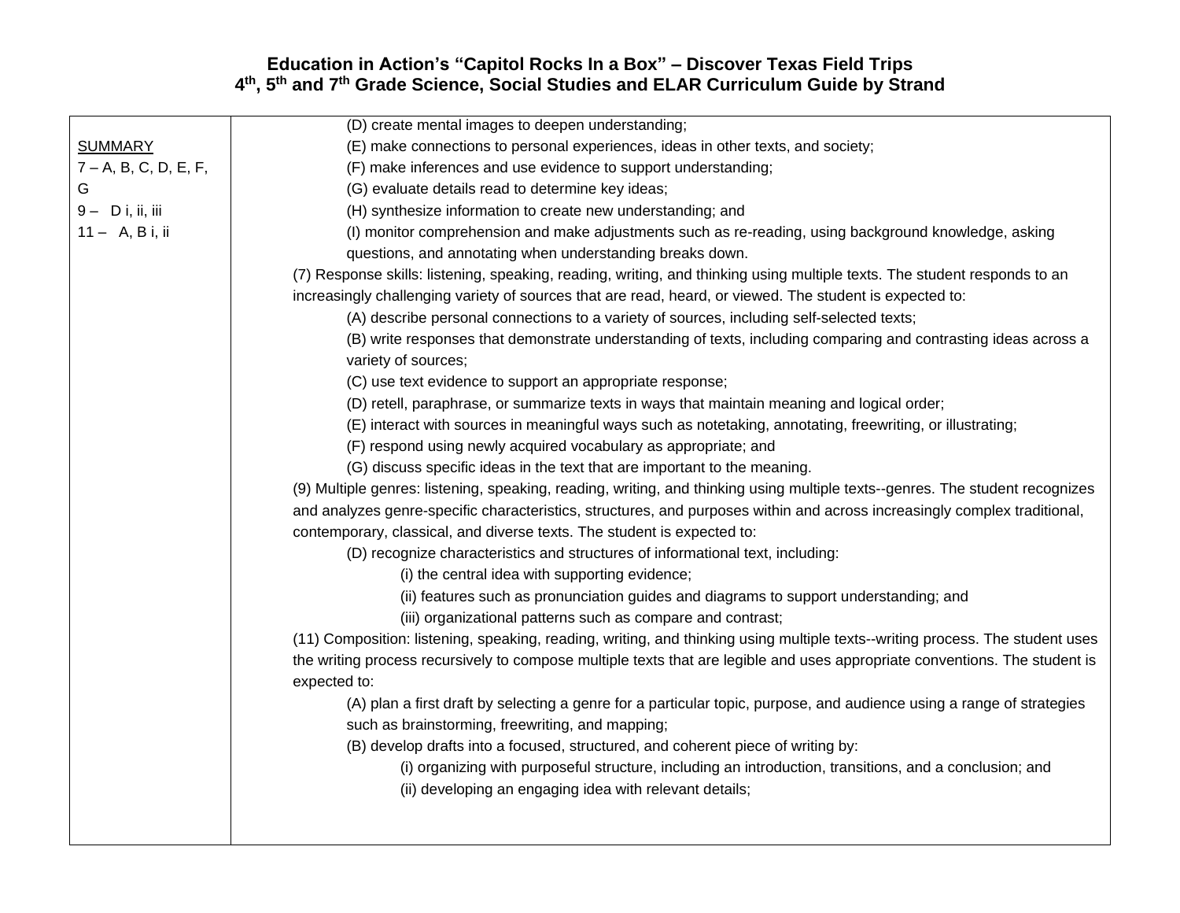| SUMMARY<br>7 – A, B, C, D, E, F, G<br>9 – D i, ii, iii<br>11 – A, B i, ii | (D) create mental images to deepen understanding;<br>(E) make connections to personal experiences, ideas in other texts, and society;<br>(F) make inferences and use evidence to support understanding;<br>(G) evaluate details read to determine key ideas;<br>(H) synthesize information to create new understanding; and<br>(I) monitor comprehension and make adjustments such as re-reading, using background knowledge, asking questions, and annotating when understanding breaks down.<br>(7) Response skills: listening, speaking, reading, writing, and thinking using multiple texts. The student responds to an increasingly challenging variety of sources that are read, heard, or viewed. The student is expected to:<br>(A) describe personal connections to a variety of sources, including self-selected texts;<br>(B) write responses that demonstrate understanding of texts, including comparing and contrasting ideas across a variety of sources;<br>(C) use text evidence to support an appropriate response;<br>(D) retell, paraphrase, or summarize texts in ways that maintain meaning and logical order;<br>(E) interact with sources in meaningful ways such as notetaking, annotating, freewriting, or illustrating;<br>(F) respond using newly acquired vocabulary as appropriate; and<br>(G) discuss specific ideas in the text that are important to the meaning.<br>(9) Multiple genres: listening, speaking, reading, writing, and thinking using multiple texts--genres. The student recognizes and analyzes genre-specific characteristics, structures, and purposes within and across increasingly complex traditional, contemporary, classical, and diverse texts. The student is expected to:<br>(D) recognize characteristics and structures of informational text, including:<br>(i) the central idea with supporting evidence;<br>(ii) features such as pronunciation guides and diagrams to support understanding; and<br>(iii) organizational patterns such as compare and contrast;<br>(11) Composition: listening, speaking, reading, writing, and thinking using multiple texts--writing process. The student uses the writing process recursively to compose multiple texts that are legible and uses appropriate conventions. The student is expected to:<br>(A) plan a first draft by selecting a genre for a particular topic, purpose, and audience using a range of strategies such as brainstorming, freewriting, and mapping;<br>(B) develop drafts into a focused, structured, and coherent piece of writing by:<br>(i) organizing with purposeful structure, including an introduction, transitions, and a conclusion; and<br>(ii) developing an engaging idea with relevant details; |
|---|---|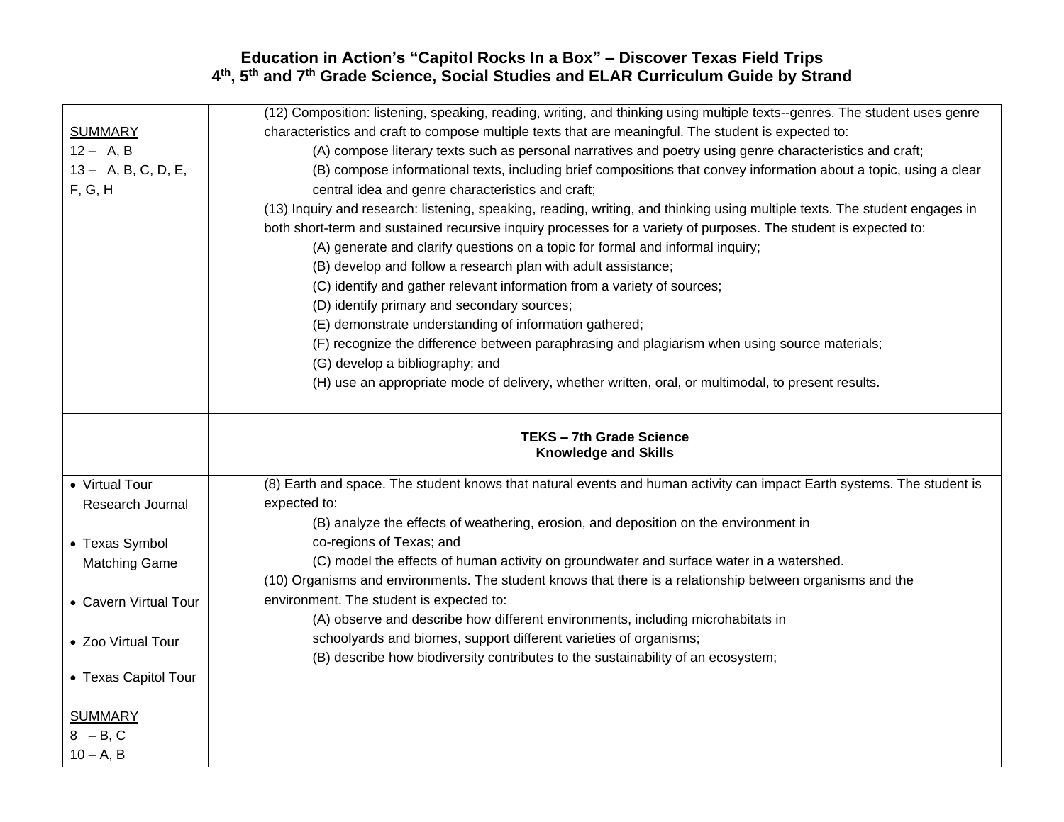**Education in Action's "Capitol Rocks In a Box" – Discover Texas Field Trips**
**4th, 5th and 7th Grade Science, Social Studies and ELAR Curriculum Guide by Strand**

| | |
|---|---|
| SUMMARY<br>12 – A, B<br>13 – A, B, C, D, E, F, G, H | (12) Composition: listening, speaking, reading, writing, and thinking using multiple texts--genres. The student uses genre characteristics and craft to compose multiple texts that are meaningful. The student is expected to:<br>(A) compose literary texts such as personal narratives and poetry using genre characteristics and craft;<br>(B) compose informational texts, including brief compositions that convey information about a topic, using a clear central idea and genre characteristics and craft;<br>(13) Inquiry and research: listening, speaking, reading, writing, and thinking using multiple texts. The student engages in both short-term and sustained recursive inquiry processes for a variety of purposes. The student is expected to:<br>(A) generate and clarify questions on a topic for formal and informal inquiry;<br>(B) develop and follow a research plan with adult assistance;<br>(C) identify and gather relevant information from a variety of sources;<br>(D) identify primary and secondary sources;<br>(E) demonstrate understanding of information gathered;<br>(F) recognize the difference between paraphrasing and plagiarism when using source materials;<br>(G) develop a bibliography; and<br>(H) use an appropriate mode of delivery, whether written, oral, or multimodal, to present results. |
| | **TEKS – 7th Grade Science**<br>**Knowledge and Skills** |
| • Virtual Tour Research Journal<br>• Texas Symbol Matching Game<br>• Cavern Virtual Tour<br>• Zoo Virtual Tour<br>• Texas Capitol Tour<br><br>SUMMARY<br>8 – B, C<br>10 – A, B | (8) Earth and space. The student knows that natural events and human activity can impact Earth systems. The student is expected to:<br>(B) analyze the effects of weathering, erosion, and deposition on the environment in co-regions of Texas; and<br>(C) model the effects of human activity on groundwater and surface water in a watershed.<br>(10) Organisms and environments. The student knows that there is a relationship between organisms and the environment. The student is expected to:<br>(A) observe and describe how different environments, including microhabitats in schoolyards and biomes, support different varieties of organisms;<br>(B) describe how biodiversity contributes to the sustainability of an ecosystem; |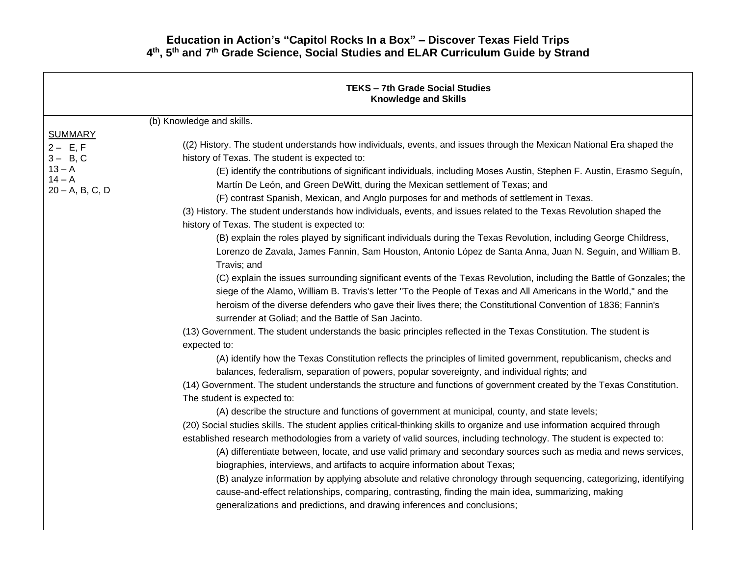**Education in Action's "Capitol Rocks In a Box" – Discover Texas Field Trips**
**4th, 5th and 7th Grade Science, Social Studies and ELAR Curriculum Guide by Strand**

| | **TEKS – 7th Grade Social Studies**<br>**Knowledge and Skills** |
|---|---|
| <u>SUMMARY</u><br>2 – E, F<br>3 – B, C<br>13 – A<br>14 – A<br>20 – A, B, C, D | (b) Knowledge and skills.<br><br>((2) History. The student understands how individuals, events, and issues through the Mexican National Era shaped the history of Texas. The student is expected to:<br>(E) identify the contributions of significant individuals, including Moses Austin, Stephen F. Austin, Erasmo Seguín, Martín De León, and Green DeWitt, during the Mexican settlement of Texas; and<br>(F) contrast Spanish, Mexican, and Anglo purposes for and methods of settlement in Texas.<br>(3) History. The student understands how individuals, events, and issues related to the Texas Revolution shaped the history of Texas. The student is expected to:<br>(B) explain the roles played by significant individuals during the Texas Revolution, including George Childress, Lorenzo de Zavala, James Fannin, Sam Houston, Antonio López de Santa Anna, Juan N. Seguín, and William B. Travis; and<br>(C) explain the issues surrounding significant events of the Texas Revolution, including the Battle of Gonzales; the siege of the Alamo, William B. Travis's letter "To the People of Texas and All Americans in the World," and the heroism of the diverse defenders who gave their lives there; the Constitutional Convention of 1836; Fannin's surrender at Goliad; and the Battle of San Jacinto.<br>(13) Government. The student understands the basic principles reflected in the Texas Constitution. The student is expected to:<br>(A) identify how the Texas Constitution reflects the principles of limited government, republicanism, checks and balances, federalism, separation of powers, popular sovereignty, and individual rights; and<br>(14) Government. The student understands the structure and functions of government created by the Texas Constitution. The student is expected to:<br>(A) describe the structure and functions of government at municipal, county, and state levels;<br>(20) Social studies skills. The student applies critical-thinking skills to organize and use information acquired through established research methodologies from a variety of valid sources, including technology. The student is expected to:<br>(A) differentiate between, locate, and use valid primary and secondary sources such as media and news services, biographies, interviews, and artifacts to acquire information about Texas;<br>(B) analyze information by applying absolute and relative chronology through sequencing, categorizing, identifying cause-and-effect relationships, comparing, contrasting, finding the main idea, summarizing, making generalizations and predictions, and drawing inferences and conclusions; |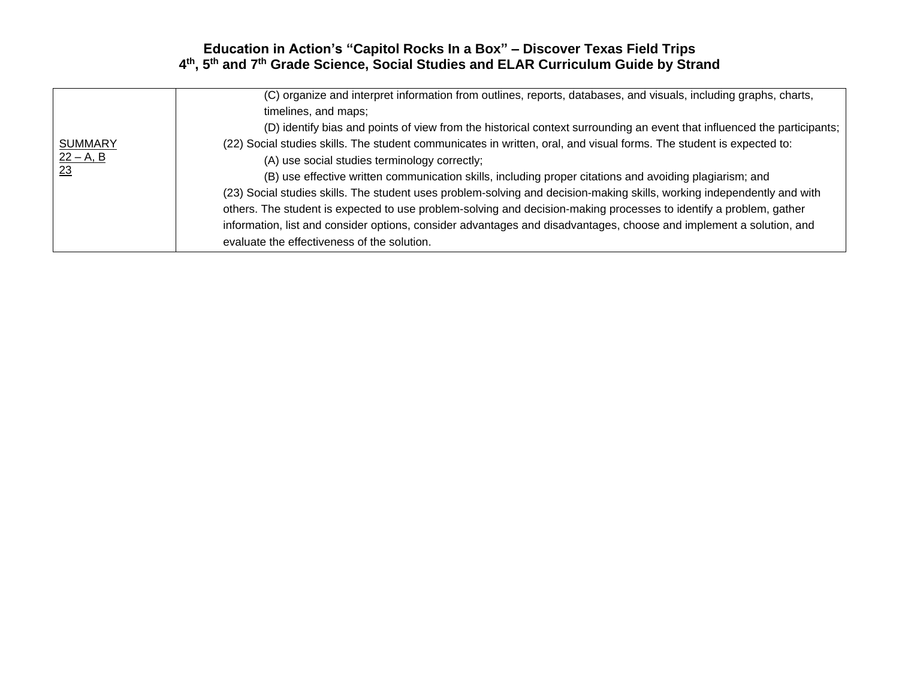| | |
|---|---|
| SUMMARY<br>22 – A, B<br>23 | (C) organize and interpret information from outlines, reports, databases, and visuals, including graphs, charts, timelines, and maps;<br>(D) identify bias and points of view from the historical context surrounding an event that influenced the participants;<br>(22) Social studies skills. The student communicates in written, oral, and visual forms. The student is expected to:<br>(A) use social studies terminology correctly;<br>(B) use effective written communication skills, including proper citations and avoiding plagiarism; and<br>(23) Social studies skills. The student uses problem-solving and decision-making skills, working independently and with others. The student is expected to use problem-solving and decision-making processes to identify a problem, gather information, list and consider options, consider advantages and disadvantages, choose and implement a solution, and evaluate the effectiveness of the solution. |